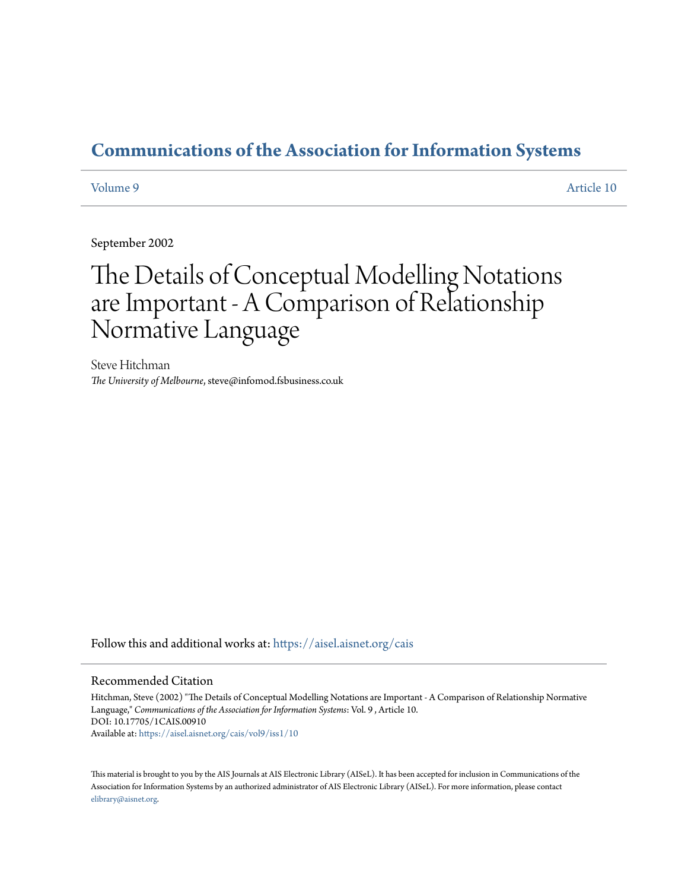# Communications of the Association for Information Systems

Volume 9 | Article 10

September 2002

# The Details of Conceptual Modelling Notations are Important - A Comparison of Relationship Normative Language

Steve Hitchman
*The University of Melbourne*, steve@infomod.fsbusiness.co.uk

Follow this and additional works at: https://aisel.aisnet.org/cais

## Recommended Citation

Hitchman, Steve (2002) "The Details of Conceptual Modelling Notations are Important - A Comparison of Relationship Normative Language," *Communications of the Association for Information Systems*: Vol. 9 , Article 10.
DOI: 10.17705/1CAIS.00910
Available at: https://aisel.aisnet.org/cais/vol9/iss1/10

This material is brought to you by the AIS Journals at AIS Electronic Library (AISeL). It has been accepted for inclusion in Communications of the Association for Information Systems by an authorized administrator of AIS Electronic Library (AISeL). For more information, please contact elibrary@aisnet.org.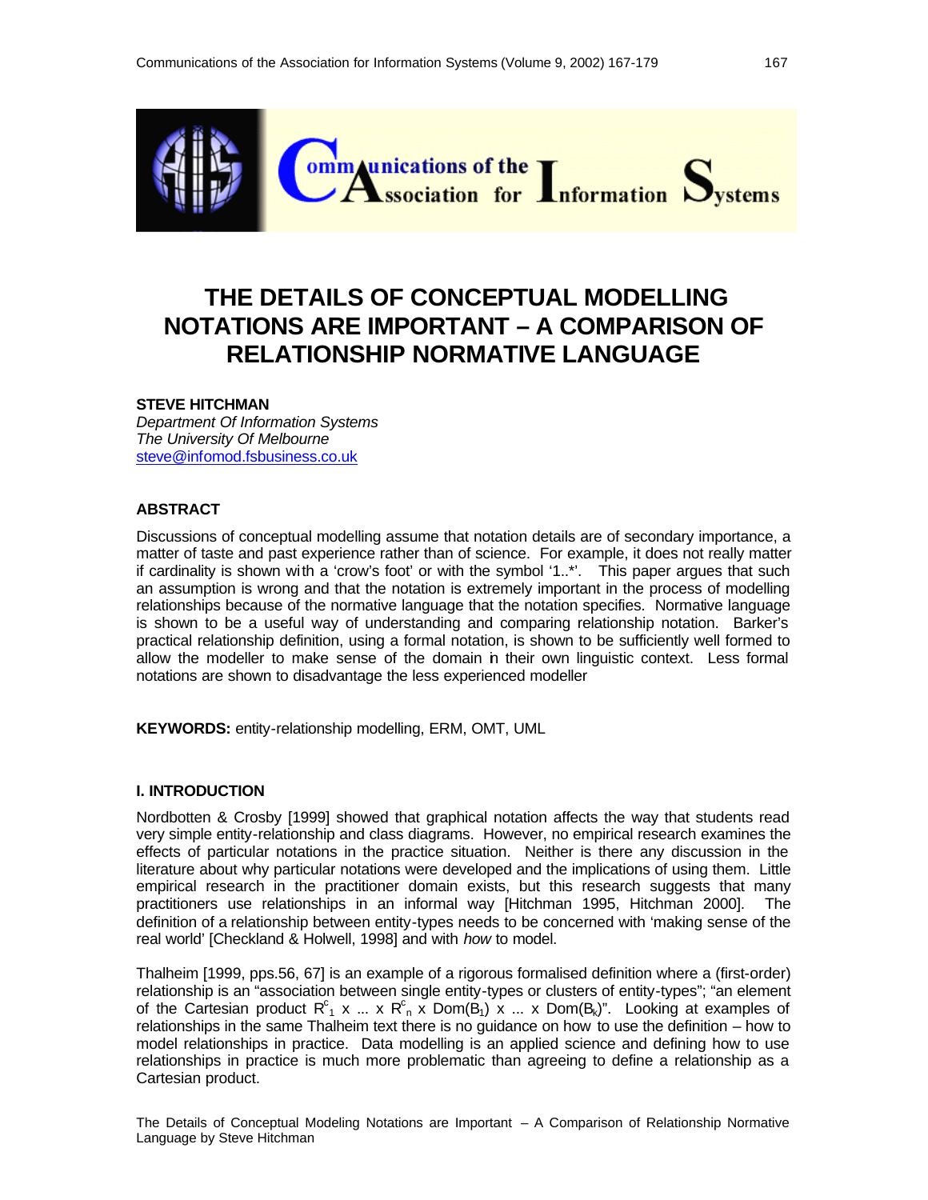# THE DETAILS OF CONCEPTUAL MODELLING NOTATIONS ARE IMPORTANT – A COMPARISON OF RELATIONSHIP NORMATIVE LANGUAGE

**STEVE HITCHMAN**
*Department Of Information Systems*
*The University Of Melbourne*
steve@infomod.fsbusiness.co.uk

## ABSTRACT

Discussions of conceptual modelling assume that notation details are of secondary importance, a matter of taste and past experience rather than of science. For example, it does not really matter if cardinality is shown with a 'crow's foot' or with the symbol '1..*'. This paper argues that such an assumption is wrong and that the notation is extremely important in the process of modelling relationships because of the normative language that the notation specifies. Normative language is shown to be a useful way of understanding and comparing relationship notation. Barker's practical relationship definition, using a formal notation, is shown to be sufficiently well formed to allow the modeller to make sense of the domain in their own linguistic context. Less formal notations are shown to disadvantage the less experienced modeller

**KEYWORDS:** entity-relationship modelling, ERM, OMT, UML

## I. INTRODUCTION

Nordbotten & Crosby [1999] showed that graphical notation affects the way that students read very simple entity-relationship and class diagrams. However, no empirical research examines the effects of particular notations in the practice situation. Neither is there any discussion in the literature about why particular notations were developed and the implications of using them. Little empirical research in the practitioner domain exists, but this research suggests that many practitioners use relationships in an informal way [Hitchman 1995, Hitchman 2000]. The definition of a relationship between entity-types needs to be concerned with 'making sense of the real world' [Checkland & Holwell, 1998] and with *how* to model.

Thalheim [1999, pps.56, 67] is an example of a rigorous formalised definition where a (first-order) relationship is an "association between single entity-types or clusters of entity-types"; "an element of the Cartesian product $R^c_1$ x ... x $R^c_n$ x Dom($B_1$) x ... x Dom($B_k$)". Looking at examples of relationships in the same Thalheim text there is no guidance on how to use the definition – how to model relationships in practice. Data modelling is an applied science and defining how to use relationships in practice is much more problematic than agreeing to define a relationship as a Cartesian product.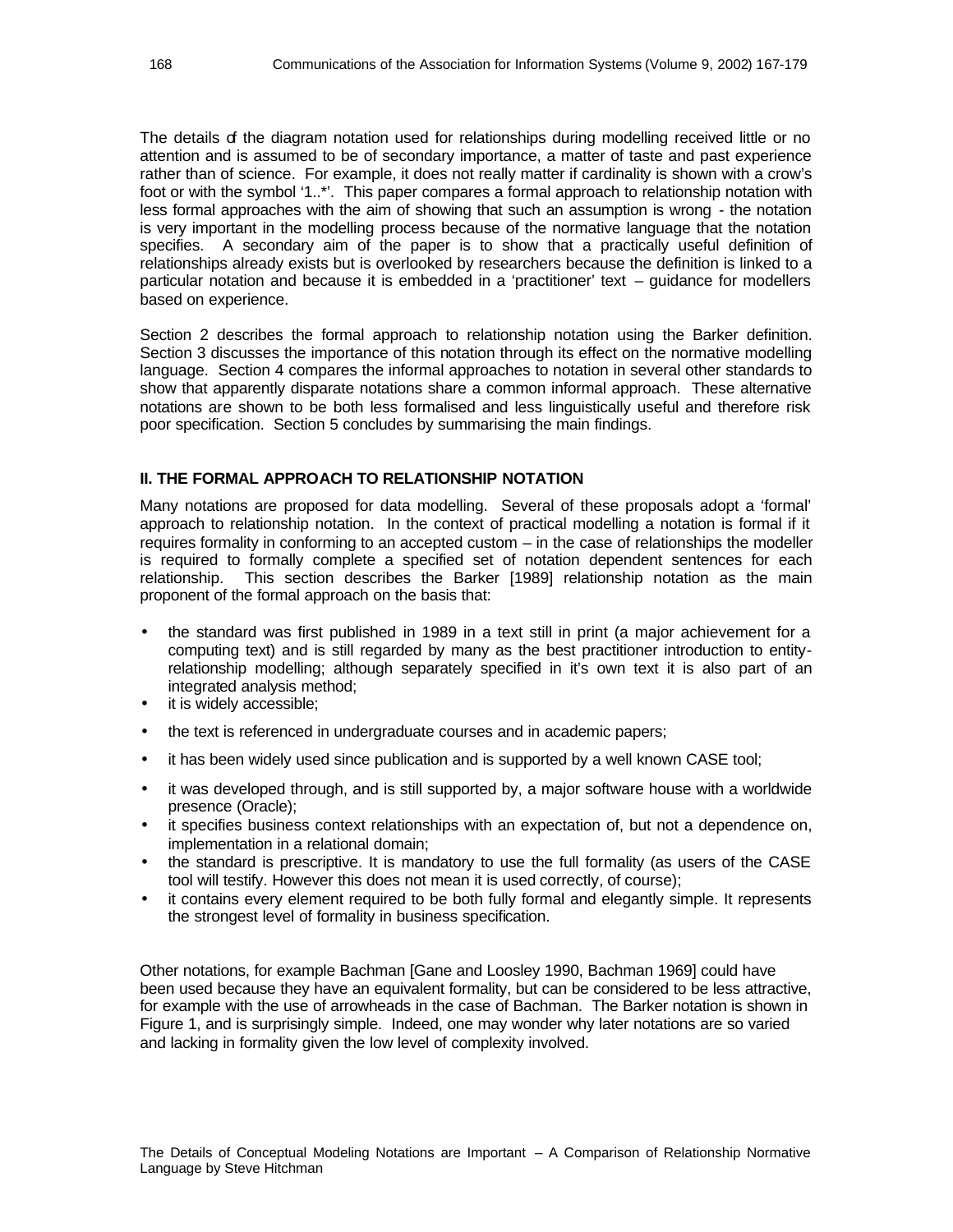The details of the diagram notation used for relationships during modelling received little or no attention and is assumed to be of secondary importance, a matter of taste and past experience rather than of science. For example, it does not really matter if cardinality is shown with a crow's foot or with the symbol '1..*'. This paper compares a formal approach to relationship notation with less formal approaches with the aim of showing that such an assumption is wrong - the notation is very important in the modelling process because of the normative language that the notation specifies. A secondary aim of the paper is to show that a practically useful definition of relationships already exists but is overlooked by researchers because the definition is linked to a particular notation and because it is embedded in a 'practitioner' text – guidance for modellers based on experience.

Section 2 describes the formal approach to relationship notation using the Barker definition. Section 3 discusses the importance of this notation through its effect on the normative modelling language. Section 4 compares the informal approaches to notation in several other standards to show that apparently disparate notations share a common informal approach. These alternative notations are shown to be both less formalised and less linguistically useful and therefore risk poor specification. Section 5 concludes by summarising the main findings.

## II. THE FORMAL APPROACH TO RELATIONSHIP NOTATION

Many notations are proposed for data modelling. Several of these proposals adopt a 'formal' approach to relationship notation. In the context of practical modelling a notation is formal if it requires formality in conforming to an accepted custom – in the case of relationships the modeller is required to formally complete a specified set of notation dependent sentences for each relationship. This section describes the Barker [1989] relationship notation as the main proponent of the formal approach on the basis that:

- the standard was first published in 1989 in a text still in print (a major achievement for a computing text) and is still regarded by many as the best practitioner introduction to entity-relationship modelling; although separately specified in it's own text it is also part of an integrated analysis method;
- it is widely accessible;
- the text is referenced in undergraduate courses and in academic papers;
- it has been widely used since publication and is supported by a well known CASE tool;
- it was developed through, and is still supported by, a major software house with a worldwide presence (Oracle);
- it specifies business context relationships with an expectation of, but not a dependence on, implementation in a relational domain;
- the standard is prescriptive. It is mandatory to use the full formality (as users of the CASE tool will testify. However this does not mean it is used correctly, of course);
- it contains every element required to be both fully formal and elegantly simple. It represents the strongest level of formality in business specification.

Other notations, for example Bachman [Gane and Loosley 1990, Bachman 1969] could have been used because they have an equivalent formality, but can be considered to be less attractive, for example with the use of arrowheads in the case of Bachman. The Barker notation is shown in Figure 1, and is surprisingly simple. Indeed, one may wonder why later notations are so varied and lacking in formality given the low level of complexity involved.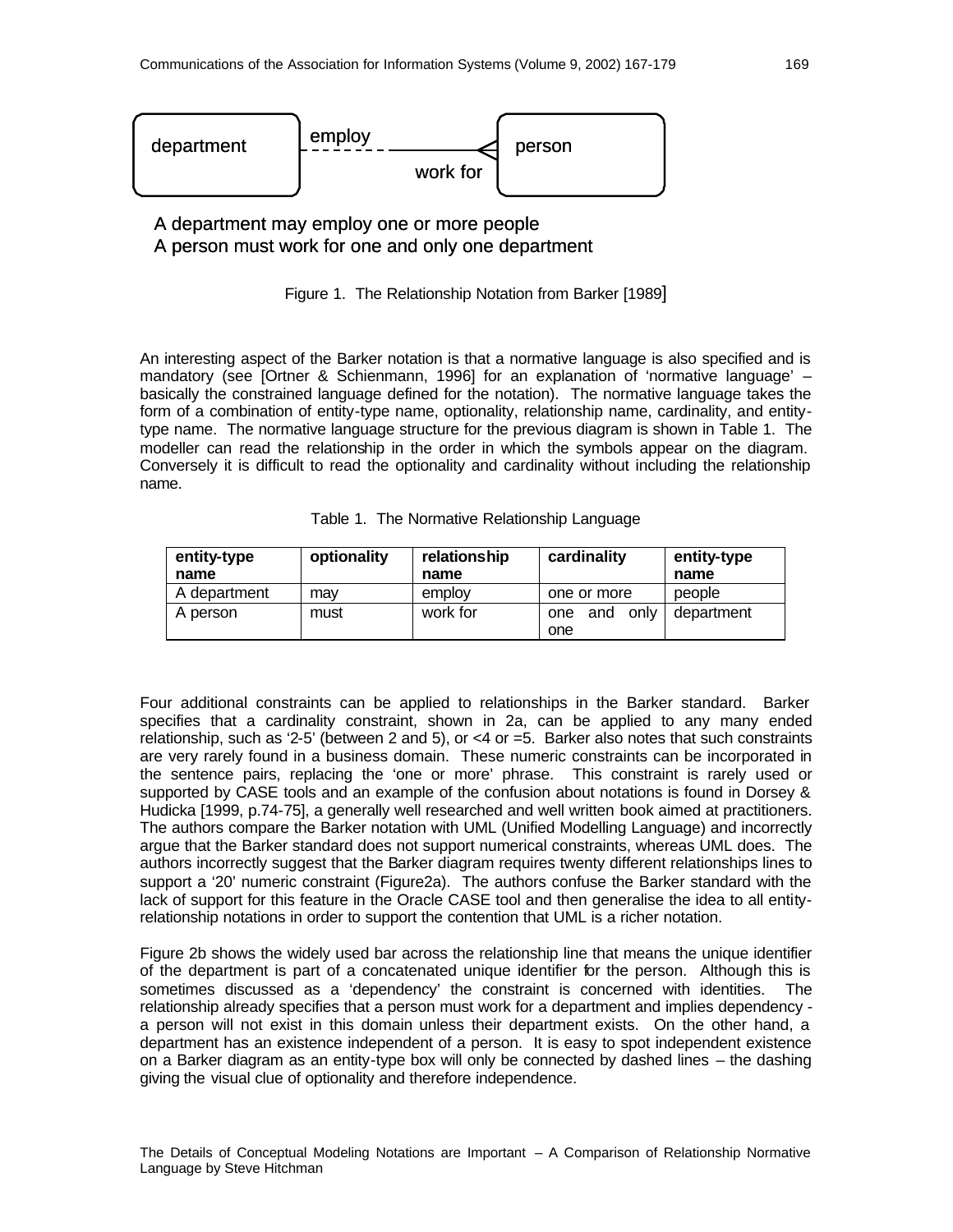department — employ / work for — person

A department may employ one or more people
A person must work for one and only one department

Figure 1. The Relationship Notation from Barker [1989]

An interesting aspect of the Barker notation is that a normative language is also specified and is mandatory (see [Ortner & Schienmann, 1996] for an explanation of 'normative language' – basically the constrained language defined for the notation). The normative language takes the form of a combination of entity-type name, optionality, relationship name, cardinality, and entity-type name. The normative language structure for the previous diagram is shown in Table 1. The modeller can read the relationship in the order in which the symbols appear on the diagram. Conversely it is difficult to read the optionality and cardinality without including the relationship name.

Table 1. The Normative Relationship Language

| entity-type name | optionality | relationship name | cardinality | entity-type name |
|---|---|---|---|---|
| A department | may | employ | one or more | people |
| A person | must | work for | one and only one | department |

Four additional constraints can be applied to relationships in the Barker standard. Barker specifies that a cardinality constraint, shown in 2a, can be applied to any many ended relationship, such as '2-5' (between 2 and 5), or <4 or =5. Barker also notes that such constraints are very rarely found in a business domain. These numeric constraints can be incorporated in the sentence pairs, replacing the 'one or more' phrase. This constraint is rarely used or supported by CASE tools and an example of the confusion about notations is found in Dorsey & Hudicka [1999, p.74-75], a generally well researched and well written book aimed at practitioners. The authors compare the Barker notation with UML (Unified Modelling Language) and incorrectly argue that the Barker standard does not support numerical constraints, whereas UML does. The authors incorrectly suggest that the Barker diagram requires twenty different relationships lines to support a '20' numeric constraint (Figure2a). The authors confuse the Barker standard with the lack of support for this feature in the Oracle CASE tool and then generalise the idea to all entity-relationship notations in order to support the contention that UML is a richer notation.

Figure 2b shows the widely used bar across the relationship line that means the unique identifier of the department is part of a concatenated unique identifier for the person. Although this is sometimes discussed as a 'dependency' the constraint is concerned with identities. The relationship already specifies that a person must work for a department and implies dependency - a person will not exist in this domain unless their department exists. On the other hand, a department has an existence independent of a person. It is easy to spot independent existence on a Barker diagram as an entity-type box will only be connected by dashed lines – the dashing giving the visual clue of optionality and therefore independence.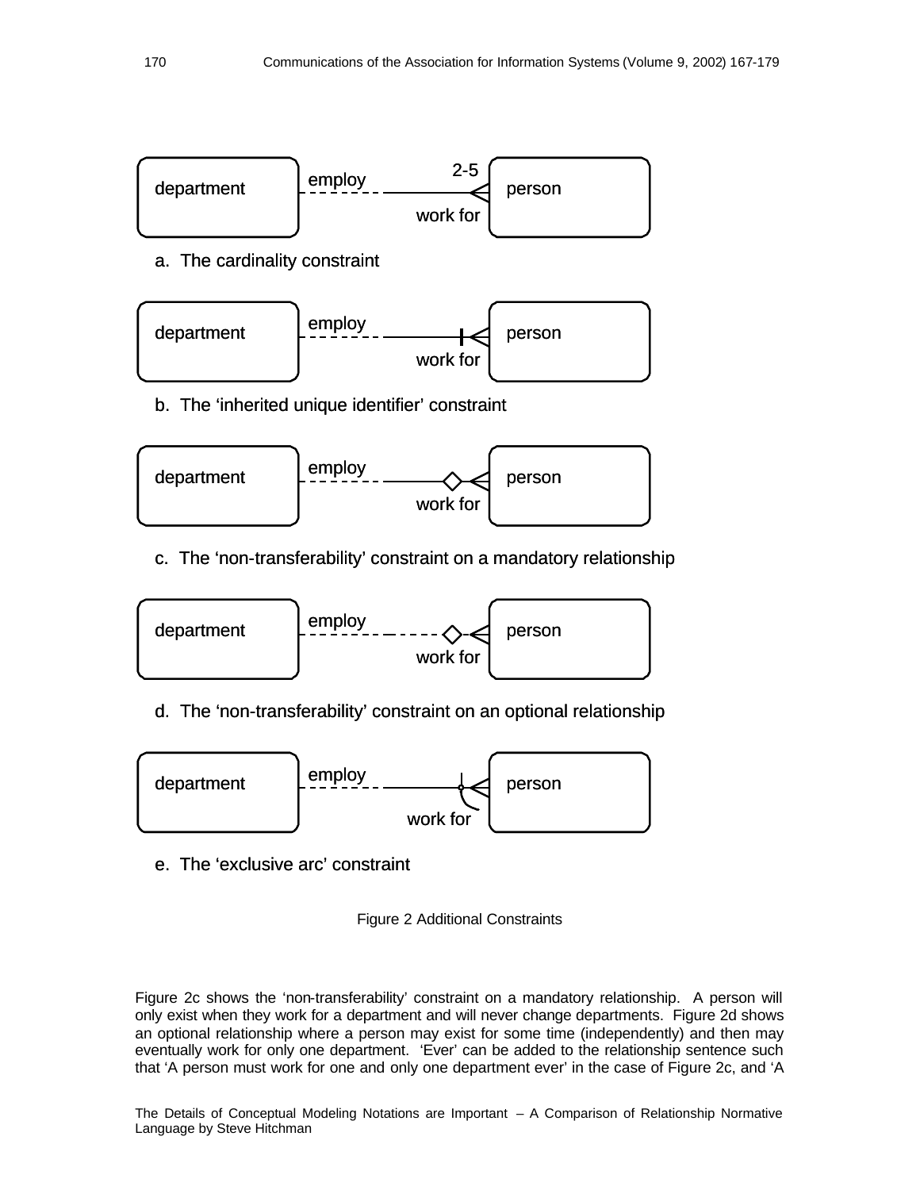department — employ / work for — person (2-5)

a. The cardinality constraint

department — employ / work for — person

b. The 'inherited unique identifier' constraint

department — employ / work for — person

c. The 'non-transferability' constraint on a mandatory relationship

department — employ / work for — person

d. The 'non-transferability' constraint on an optional relationship

department — employ / work for — person

e. The 'exclusive arc' constraint

Figure 2 Additional Constraints

Figure 2c shows the 'non-transferability' constraint on a mandatory relationship. A person will only exist when they work for a department and will never change departments. Figure 2d shows an optional relationship where a person may exist for some time (independently) and then may eventually work for only one department. 'Ever' can be added to the relationship sentence such that 'A person must work for one and only one department ever' in the case of Figure 2c, and 'A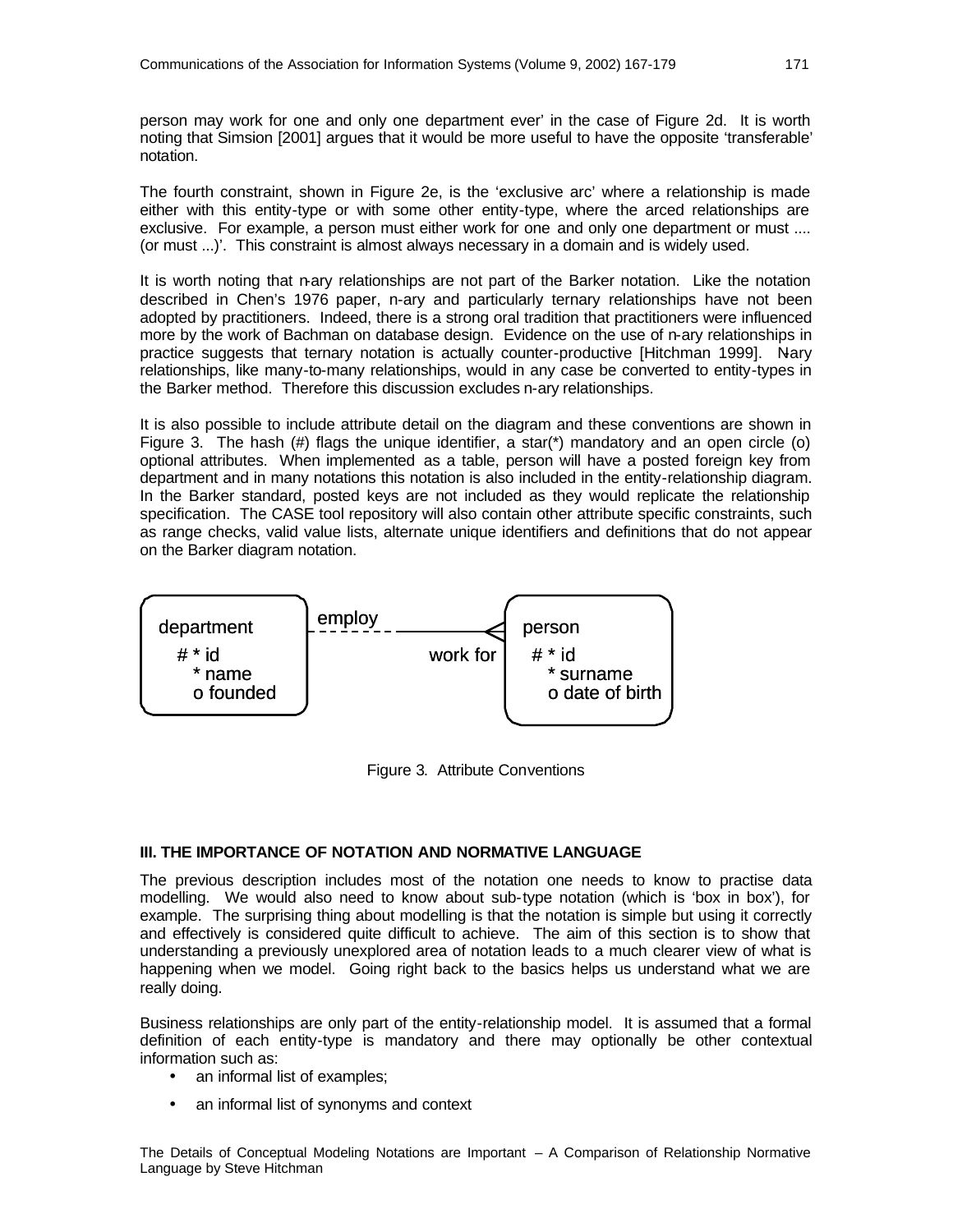person may work for one and only one department ever' in the case of Figure 2d. It is worth noting that Simsion [2001] argues that it would be more useful to have the opposite 'transferable' notation.

The fourth constraint, shown in Figure 2e, is the 'exclusive arc' where a relationship is made either with this entity-type or with some other entity-type, where the arced relationships are exclusive. For example, a person must either work for one and only one department or must .... (or must ...)'. This constraint is almost always necessary in a domain and is widely used.

It is worth noting that n-ary relationships are not part of the Barker notation. Like the notation described in Chen's 1976 paper, n-ary and particularly ternary relationships have not been adopted by practitioners. Indeed, there is a strong oral tradition that practitioners were influenced more by the work of Bachman on database design. Evidence on the use of n-ary relationships in practice suggests that ternary notation is actually counter-productive [Hitchman 1999]. N-ary relationships, like many-to-many relationships, would in any case be converted to entity-types in the Barker method. Therefore this discussion excludes n-ary relationships.

It is also possible to include attribute detail on the diagram and these conventions are shown in Figure 3. The hash (#) flags the unique identifier, a star(*) mandatory and an open circle (o) optional attributes. When implemented as a table, person will have a posted foreign key from department and in many notations this notation is also included in the entity-relationship diagram. In the Barker standard, posted keys are not included as they would replicate the relationship specification. The CASE tool repository will also contain other attribute specific constraints, such as range checks, valid value lists, alternate unique identifiers and definitions that do not appear on the Barker diagram notation.

```
department              employ                 person
  # * id        - - - - - - ------------<    # * id
    * name                  work for           * surname
    o founded                                  o date of birth
```

Figure 3. Attribute Conventions

### III. THE IMPORTANCE OF NOTATION AND NORMATIVE LANGUAGE

The previous description includes most of the notation one needs to know to practise data modelling. We would also need to know about sub-type notation (which is 'box in box'), for example. The surprising thing about modelling is that the notation is simple but using it correctly and effectively is considered quite difficult to achieve. The aim of this section is to show that understanding a previously unexplored area of notation leads to a much clearer view of what is happening when we model. Going right back to the basics helps us understand what we are really doing.

Business relationships are only part of the entity-relationship model. It is assumed that a formal definition of each entity-type is mandatory and there may optionally be other contextual information such as:

- an informal list of examples;
- an informal list of synonyms and context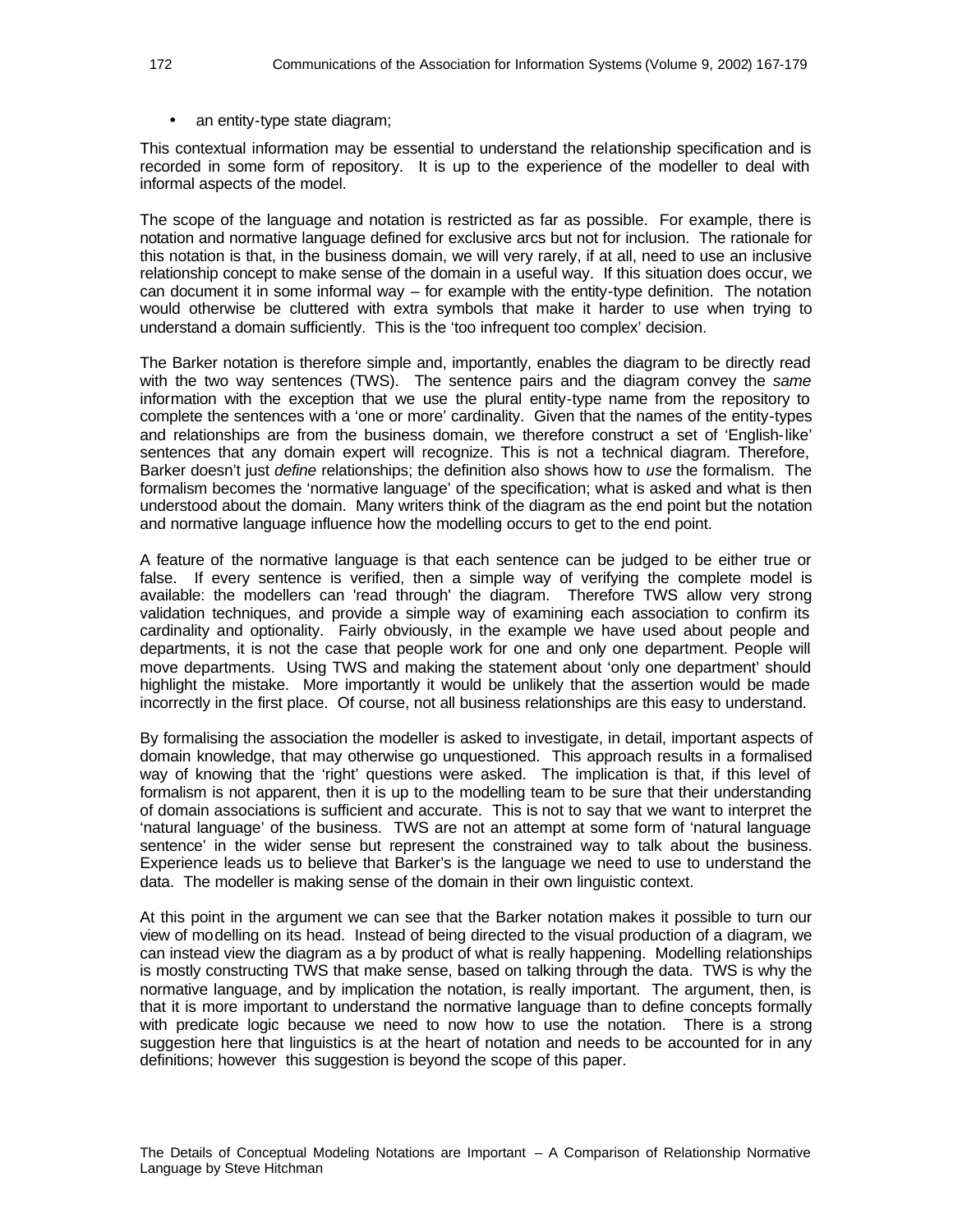- an entity-type state diagram;

This contextual information may be essential to understand the relationship specification and is recorded in some form of repository. It is up to the experience of the modeller to deal with informal aspects of the model.

The scope of the language and notation is restricted as far as possible. For example, there is notation and normative language defined for exclusive arcs but not for inclusion. The rationale for this notation is that, in the business domain, we will very rarely, if at all, need to use an inclusive relationship concept to make sense of the domain in a useful way. If this situation does occur, we can document it in some informal way – for example with the entity-type definition. The notation would otherwise be cluttered with extra symbols that make it harder to use when trying to understand a domain sufficiently. This is the 'too infrequent too complex' decision.

The Barker notation is therefore simple and, importantly, enables the diagram to be directly read with the two way sentences (TWS). The sentence pairs and the diagram convey the *same* information with the exception that we use the plural entity-type name from the repository to complete the sentences with a 'one or more' cardinality. Given that the names of the entity-types and relationships are from the business domain, we therefore construct a set of 'English-like' sentences that any domain expert will recognize. This is not a technical diagram. Therefore, Barker doesn't just *define* relationships; the definition also shows how to *use* the formalism. The formalism becomes the 'normative language' of the specification; what is asked and what is then understood about the domain. Many writers think of the diagram as the end point but the notation and normative language influence how the modelling occurs to get to the end point.

A feature of the normative language is that each sentence can be judged to be either true or false. If every sentence is verified, then a simple way of verifying the complete model is available: the modellers can 'read through' the diagram. Therefore TWS allow very strong validation techniques, and provide a simple way of examining each association to confirm its cardinality and optionality. Fairly obviously, in the example we have used about people and departments, it is not the case that people work for one and only one department. People will move departments. Using TWS and making the statement about 'only one department' should highlight the mistake. More importantly it would be unlikely that the assertion would be made incorrectly in the first place. Of course, not all business relationships are this easy to understand.

By formalising the association the modeller is asked to investigate, in detail, important aspects of domain knowledge, that may otherwise go unquestioned. This approach results in a formalised way of knowing that the 'right' questions were asked. The implication is that, if this level of formalism is not apparent, then it is up to the modelling team to be sure that their understanding of domain associations is sufficient and accurate. This is not to say that we want to interpret the 'natural language' of the business. TWS are not an attempt at some form of 'natural language sentence' in the wider sense but represent the constrained way to talk about the business. Experience leads us to believe that Barker's is the language we need to use to understand the data. The modeller is making sense of the domain in their own linguistic context.

At this point in the argument we can see that the Barker notation makes it possible to turn our view of modelling on its head. Instead of being directed to the visual production of a diagram, we can instead view the diagram as a by product of what is really happening. Modelling relationships is mostly constructing TWS that make sense, based on talking through the data. TWS is why the normative language, and by implication the notation, is really important. The argument, then, is that it is more important to understand the normative language than to define concepts formally with predicate logic because we need to now how to use the notation. There is a strong suggestion here that linguistics is at the heart of notation and needs to be accounted for in any definitions; however this suggestion is beyond the scope of this paper.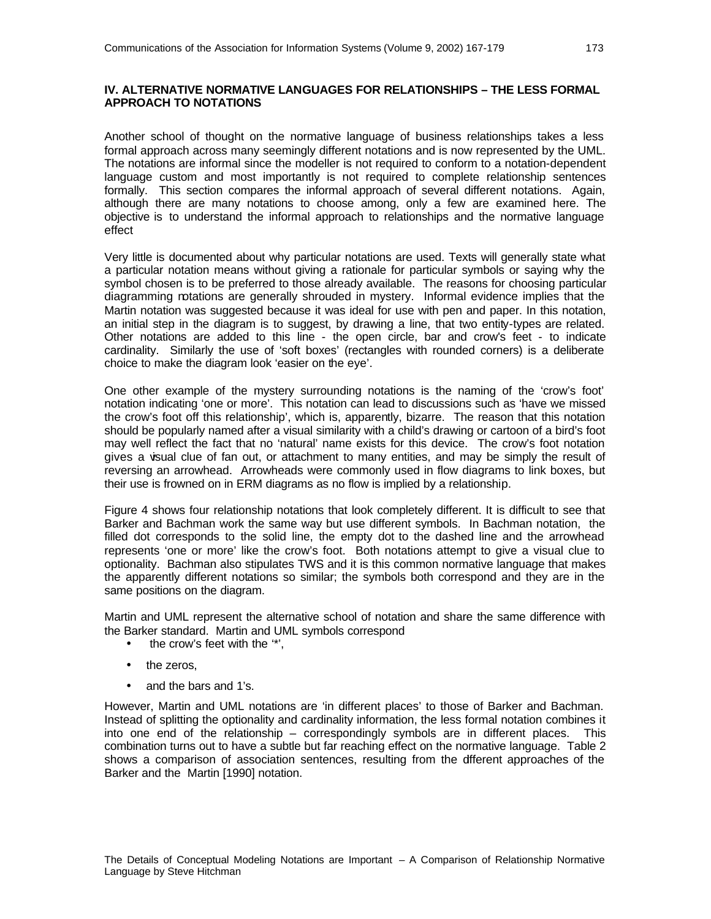## IV. ALTERNATIVE NORMATIVE LANGUAGES FOR RELATIONSHIPS – THE LESS FORMAL APPROACH TO NOTATIONS

Another school of thought on the normative language of business relationships takes a less formal approach across many seemingly different notations and is now represented by the UML. The notations are informal since the modeller is not required to conform to a notation-dependent language custom and most importantly is not required to complete relationship sentences formally. This section compares the informal approach of several different notations. Again, although there are many notations to choose among, only a few are examined here. The objective is to understand the informal approach to relationships and the normative language effect

Very little is documented about why particular notations are used. Texts will generally state what a particular notation means without giving a rationale for particular symbols or saying why the symbol chosen is to be preferred to those already available. The reasons for choosing particular diagramming notations are generally shrouded in mystery. Informal evidence implies that the Martin notation was suggested because it was ideal for use with pen and paper. In this notation, an initial step in the diagram is to suggest, by drawing a line, that two entity-types are related. Other notations are added to this line - the open circle, bar and crow's feet - to indicate cardinality. Similarly the use of 'soft boxes' (rectangles with rounded corners) is a deliberate choice to make the diagram look 'easier on the eye'.

One other example of the mystery surrounding notations is the naming of the 'crow's foot' notation indicating 'one or more'. This notation can lead to discussions such as 'have we missed the crow's foot off this relationship', which is, apparently, bizarre. The reason that this notation should be popularly named after a visual similarity with a child's drawing or cartoon of a bird's foot may well reflect the fact that no 'natural' name exists for this device. The crow's foot notation gives a visual clue of fan out, or attachment to many entities, and may be simply the result of reversing an arrowhead. Arrowheads were commonly used in flow diagrams to link boxes, but their use is frowned on in ERM diagrams as no flow is implied by a relationship.

Figure 4 shows four relationship notations that look completely different. It is difficult to see that Barker and Bachman work the same way but use different symbols. In Bachman notation, the filled dot corresponds to the solid line, the empty dot to the dashed line and the arrowhead represents 'one or more' like the crow's foot. Both notations attempt to give a visual clue to optionality. Bachman also stipulates TWS and it is this common normative language that makes the apparently different notations so similar; the symbols both correspond and they are in the same positions on the diagram.

Martin and UML represent the alternative school of notation and share the same difference with the Barker standard. Martin and UML symbols correspond

- the crow's feet with the '*',
- the zeros,
- and the bars and 1's.

However, Martin and UML notations are 'in different places' to those of Barker and Bachman. Instead of splitting the optionality and cardinality information, the less formal notation combines it into one end of the relationship – correspondingly symbols are in different places. This combination turns out to have a subtle but far reaching effect on the normative language. Table 2 shows a comparison of association sentences, resulting from the different approaches of the Barker and the Martin [1990] notation.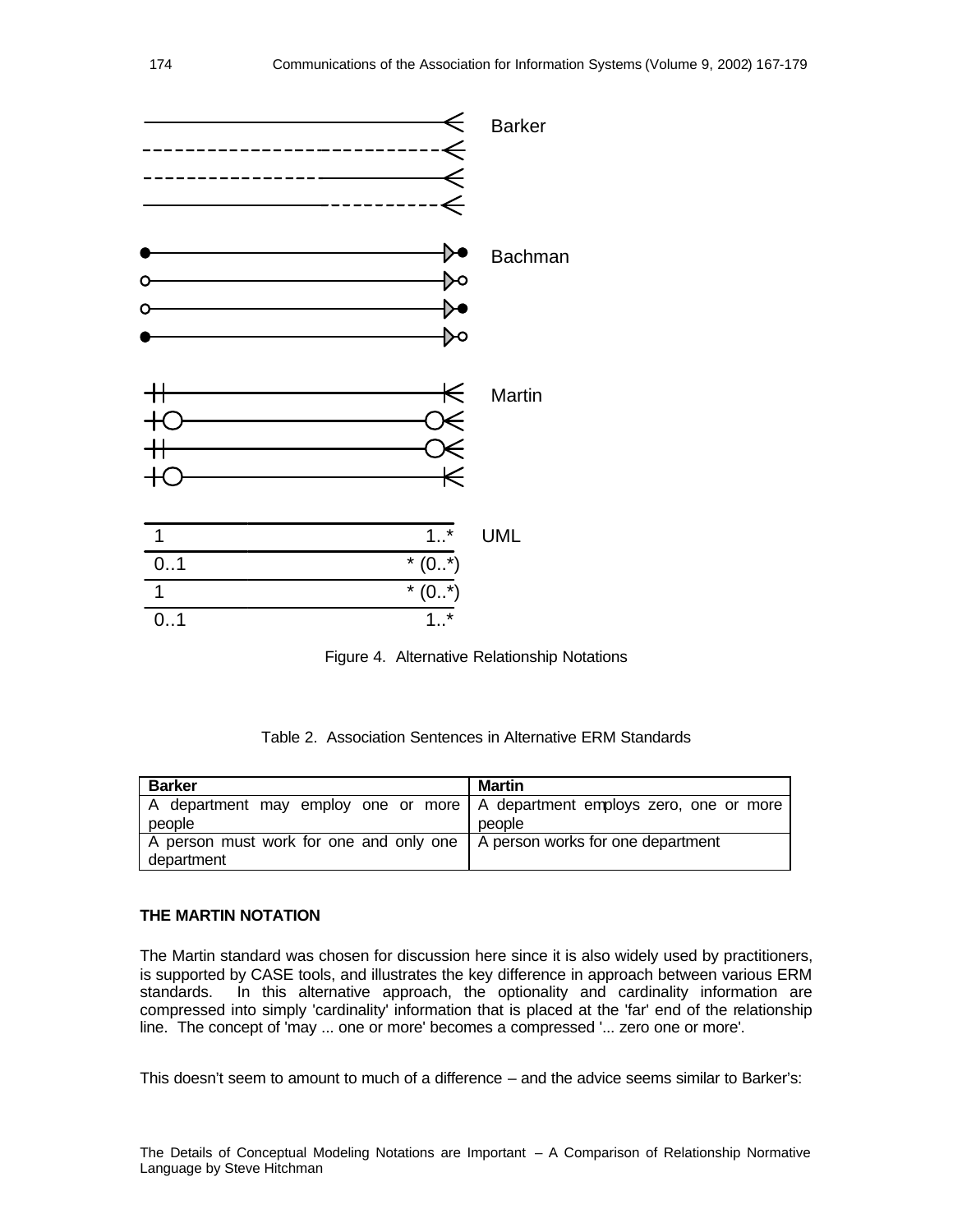Barker

Bachman

Martin

| 1 | 1..* |
|---|---|
| 0..1 | * (0..*) |
| 1 | * (0..*) |
| 0..1 | 1..* |

UML

Figure 4. Alternative Relationship Notations

Table 2. Association Sentences in Alternative ERM Standards

| Barker | Martin |
|---|---|
| A department may employ one or more people | A department employs zero, one or more people |
| A person must work for one and only one department | A person works for one department |

**THE MARTIN NOTATION**

The Martin standard was chosen for discussion here since it is also widely used by practitioners, is supported by CASE tools, and illustrates the key difference in approach between various ERM standards. In this alternative approach, the optionality and cardinality information are compressed into simply 'cardinality' information that is placed at the 'far' end of the relationship line. The concept of 'may ... one or more' becomes a compressed '... zero one or more'.

This doesn't seem to amount to much of a difference – and the advice seems similar to Barker's: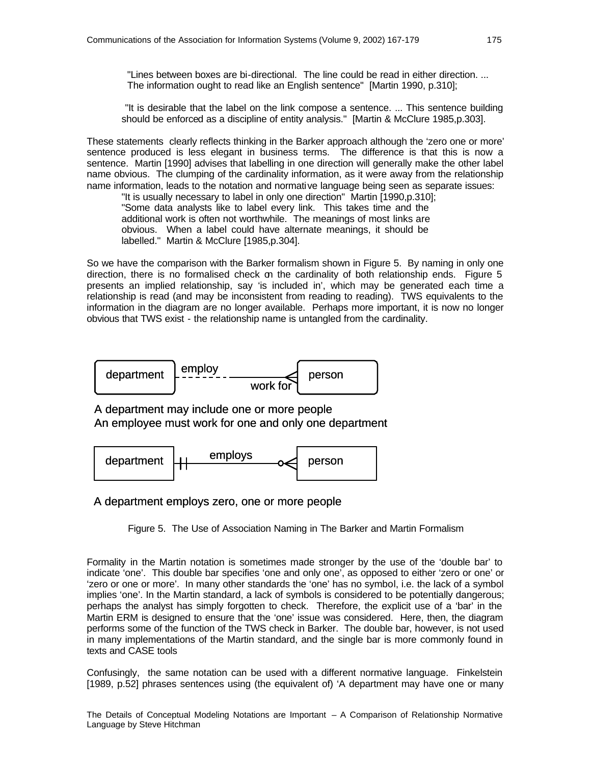"Lines between boxes are bi-directional. The line could be read in either direction. ... The information ought to read like an English sentence" [Martin 1990, p.310];

"It is desirable that the label on the link compose a sentence. ... This sentence building should be enforced as a discipline of entity analysis." [Martin & McClure 1985,p.303].

These statements clearly reflects thinking in the Barker approach although the 'zero one or more' sentence produced is less elegant in business terms. The difference is that this is now a sentence. Martin [1990] advises that labelling in one direction will generally make the other label name obvious. The clumping of the cardinality information, as it were away from the relationship name information, leads to the notation and normative language being seen as separate issues:

"It is usually necessary to label in only one direction" Martin [1990,p.310];
"Some data analysts like to label every link. This takes time and the additional work is often not worthwhile. The meanings of most links are obvious. When a label could have alternate meanings, it should be labelled." Martin & McClure [1985,p.304].

So we have the comparison with the Barker formalism shown in Figure 5. By naming in only one direction, there is no formalised check on the cardinality of both relationship ends. Figure 5 presents an implied relationship, say 'is included in', which may be generated each time a relationship is read (and may be inconsistent from reading to reading). TWS equivalents to the information in the diagram are no longer available. Perhaps more important, it is now no longer obvious that TWS exist - the relationship name is untangled from the cardinality.

department — employ / work for — person

A department may include one or more people
An employee must work for one and only one department

department — employs — person

A department employs zero, one or more people

Figure 5. The Use of Association Naming in The Barker and Martin Formalism

Formality in the Martin notation is sometimes made stronger by the use of the 'double bar' to indicate 'one'. This double bar specifies 'one and only one', as opposed to either 'zero or one' or 'zero or one or more'. In many other standards the 'one' has no symbol, i.e. the lack of a symbol implies 'one'. In the Martin standard, a lack of symbols is considered to be potentially dangerous; perhaps the analyst has simply forgotten to check. Therefore, the explicit use of a 'bar' in the Martin ERM is designed to ensure that the 'one' issue was considered. Here, then, the diagram performs some of the function of the TWS check in Barker. The double bar, however, is not used in many implementations of the Martin standard, and the single bar is more commonly found in texts and CASE tools

Confusingly, the same notation can be used with a different normative language. Finkelstein [1989, p.52] phrases sentences using (the equivalent of) 'A department may have one or many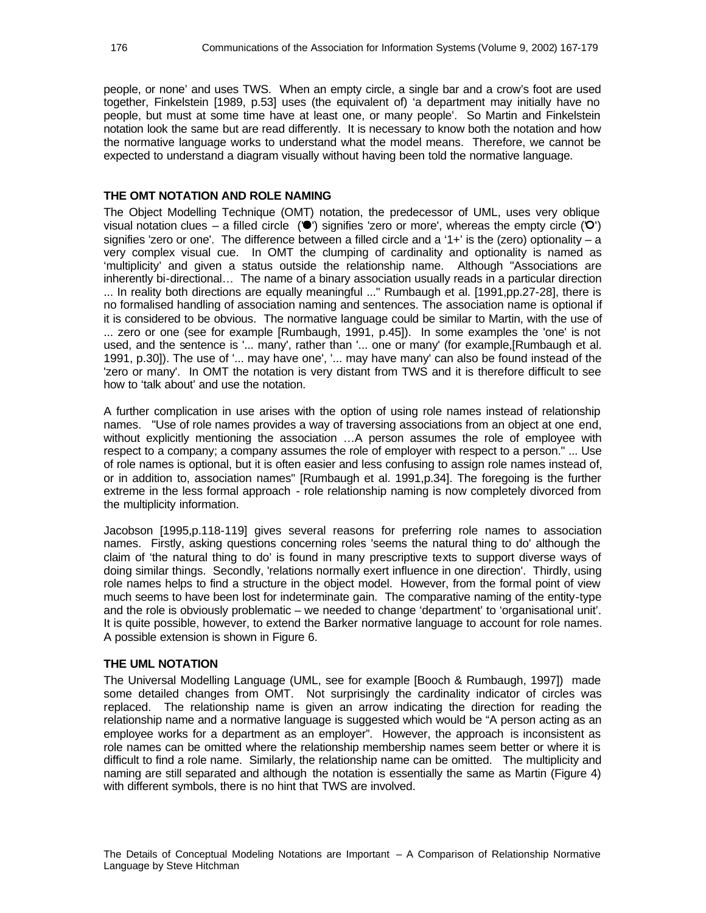people, or none' and uses TWS. When an empty circle, a single bar and a crow's foot are used together, Finkelstein [1989, p.53] uses (the equivalent of) 'a department may initially have no people, but must at some time have at least one, or many people'. So Martin and Finkelstein notation look the same but are read differently. It is necessary to know both the notation and how the normative language works to understand what the model means. Therefore, we cannot be expected to understand a diagram visually without having been told the normative language.

### THE OMT NOTATION AND ROLE NAMING

The Object Modelling Technique (OMT) notation, the predecessor of UML, uses very oblique visual notation clues – a filled circle ('●') signifies 'zero or more', whereas the empty circle ('O') signifies 'zero or one'. The difference between a filled circle and a '1+' is the (zero) optionality – a very complex visual cue. In OMT the clumping of cardinality and optionality is named as 'multiplicity' and given a status outside the relationship name. Although "Associations are inherently bi-directional… The name of a binary association usually reads in a particular direction ... In reality both directions are equally meaningful ..." Rumbaugh et al. [1991,pp.27-28], there is no formalised handling of association naming and sentences. The association name is optional if it is considered to be obvious. The normative language could be similar to Martin, with the use of ... zero or one (see for example [Rumbaugh, 1991, p.45]). In some examples the 'one' is not used, and the sentence is '... many', rather than '... one or many' (for example,[Rumbaugh et al. 1991, p.30]). The use of '... may have one', '... may have many' can also be found instead of the 'zero or many'. In OMT the notation is very distant from TWS and it is therefore difficult to see how to 'talk about' and use the notation.

A further complication in use arises with the option of using role names instead of relationship names. "Use of role names provides a way of traversing associations from an object at one end, without explicitly mentioning the association …A person assumes the role of employee with respect to a company; a company assumes the role of employer with respect to a person." ... Use of role names is optional, but it is often easier and less confusing to assign role names instead of, or in addition to, association names" [Rumbaugh et al. 1991,p.34]. The foregoing is the further extreme in the less formal approach - role relationship naming is now completely divorced from the multiplicity information.

Jacobson [1995,p.118-119] gives several reasons for preferring role names to association names. Firstly, asking questions concerning roles 'seems the natural thing to do' although the claim of 'the natural thing to do' is found in many prescriptive texts to support diverse ways of doing similar things. Secondly, 'relations normally exert influence in one direction'. Thirdly, using role names helps to find a structure in the object model. However, from the formal point of view much seems to have been lost for indeterminate gain. The comparative naming of the entity-type and the role is obviously problematic – we needed to change 'department' to 'organisational unit'. It is quite possible, however, to extend the Barker normative language to account for role names. A possible extension is shown in Figure 6.

### THE UML NOTATION

The Universal Modelling Language (UML, see for example [Booch & Rumbaugh, 1997]) made some detailed changes from OMT. Not surprisingly the cardinality indicator of circles was replaced. The relationship name is given an arrow indicating the direction for reading the relationship name and a normative language is suggested which would be "A person acting as an employee works for a department as an employer". However, the approach is inconsistent as role names can be omitted where the relationship membership names seem better or where it is difficult to find a role name. Similarly, the relationship name can be omitted. The multiplicity and naming are still separated and although the notation is essentially the same as Martin (Figure 4) with different symbols, there is no hint that TWS are involved.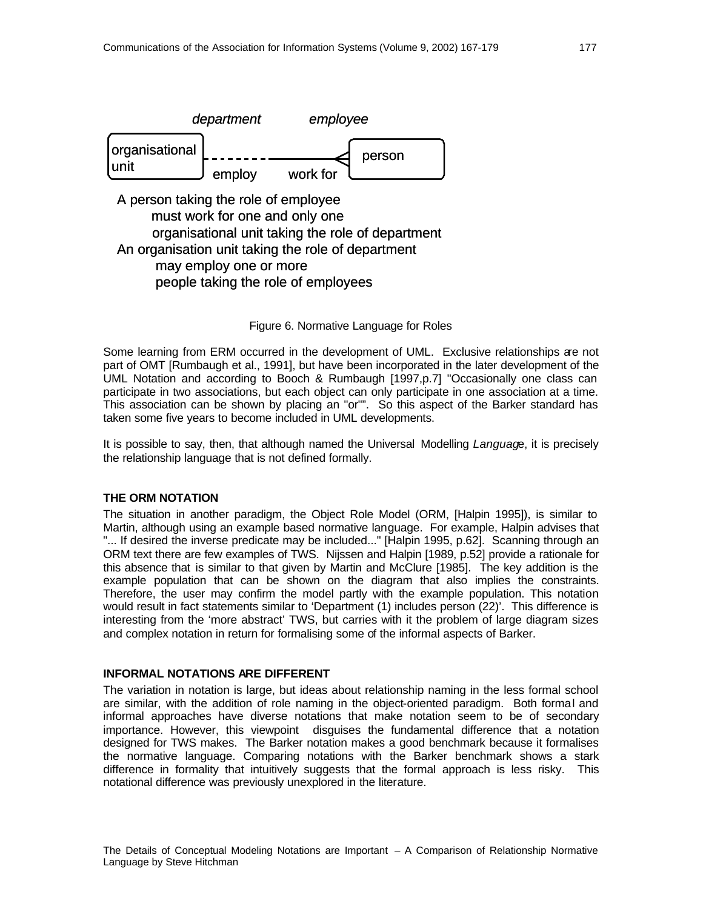department employee

organisational unit - - - - - - - ——— person

employ work for

A person taking the role of employee
must work for one and only one
organisational unit taking the role of department
An organisation unit taking the role of department
may employ one or more
people taking the role of employees

Figure 6. Normative Language for Roles

Some learning from ERM occurred in the development of UML. Exclusive relationships are not part of OMT [Rumbaugh et al., 1991], but have been incorporated in the later development of the UML Notation and according to Booch & Rumbaugh [1997,p.7] "Occasionally one class can participate in two associations, but each object can only participate in one association at a time. This association can be shown by placing an "or"". So this aspect of the Barker standard has taken some five years to become included in UML developments.

It is possible to say, then, that although named the Universal Modelling *Language*, it is precisely the relationship language that is not defined formally.

### THE ORM NOTATION

The situation in another paradigm, the Object Role Model (ORM, [Halpin 1995]), is similar to Martin, although using an example based normative language. For example, Halpin advises that "... If desired the inverse predicate may be included..." [Halpin 1995, p.62]. Scanning through an ORM text there are few examples of TWS. Nijssen and Halpin [1989, p.52] provide a rationale for this absence that is similar to that given by Martin and McClure [1985]. The key addition is the example population that can be shown on the diagram that also implies the constraints. Therefore, the user may confirm the model partly with the example population. This notation would result in fact statements similar to 'Department (1) includes person (22)'. This difference is interesting from the 'more abstract' TWS, but carries with it the problem of large diagram sizes and complex notation in return for formalising some of the informal aspects of Barker.

### INFORMAL NOTATIONS ARE DIFFERENT

The variation in notation is large, but ideas about relationship naming in the less formal school are similar, with the addition of role naming in the object-oriented paradigm. Both formal and informal approaches have diverse notations that make notation seem to be of secondary importance. However, this viewpoint disguises the fundamental difference that a notation designed for TWS makes. The Barker notation makes a good benchmark because it formalises the normative language. Comparing notations with the Barker benchmark shows a stark difference in formality that intuitively suggests that the formal approach is less risky. This notational difference was previously unexplored in the literature.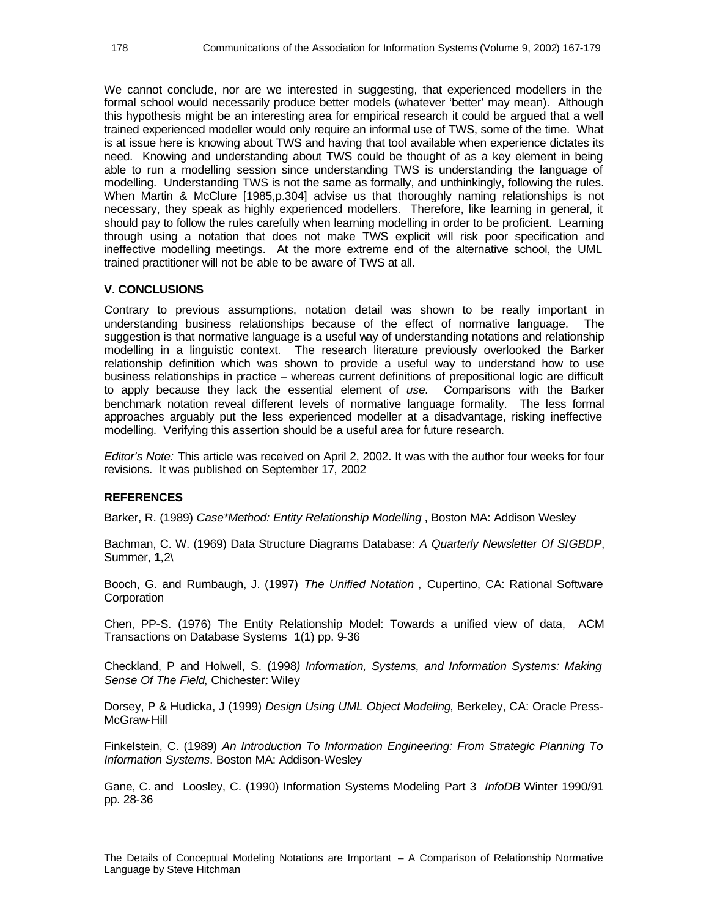We cannot conclude, nor are we interested in suggesting, that experienced modellers in the formal school would necessarily produce better models (whatever 'better' may mean). Although this hypothesis might be an interesting area for empirical research it could be argued that a well trained experienced modeller would only require an informal use of TWS, some of the time. What is at issue here is knowing about TWS and having that tool available when experience dictates its need. Knowing and understanding about TWS could be thought of as a key element in being able to run a modelling session since understanding TWS is understanding the language of modelling. Understanding TWS is not the same as formally, and unthinkingly, following the rules. When Martin & McClure [1985,p.304] advise us that thoroughly naming relationships is not necessary, they speak as highly experienced modellers. Therefore, like learning in general, it should pay to follow the rules carefully when learning modelling in order to be proficient. Learning through using a notation that does not make TWS explicit will risk poor specification and ineffective modelling meetings. At the more extreme end of the alternative school, the UML trained practitioner will not be able to be aware of TWS at all.

## V. CONCLUSIONS

Contrary to previous assumptions, notation detail was shown to be really important in understanding business relationships because of the effect of normative language. The suggestion is that normative language is a useful way of understanding notations and relationship modelling in a linguistic context. The research literature previously overlooked the Barker relationship definition which was shown to provide a useful way to understand how to use business relationships in practice – whereas current definitions of prepositional logic are difficult to apply because they lack the essential element of *use.* Comparisons with the Barker benchmark notation reveal different levels of normative language formality. The less formal approaches arguably put the less experienced modeller at a disadvantage, risking ineffective modelling. Verifying this assertion should be a useful area for future research.

*Editor's Note:* This article was received on April 2, 2002. It was with the author four weeks for four revisions. It was published on September 17, 2002

## REFERENCES

Barker, R. (1989) *Case*Method: Entity Relationship Modelling* , Boston MA: Addison Wesley

Bachman, C. W. (1969) Data Structure Diagrams Database: *A Quarterly Newsletter Of SIGBDP*, Summer, **1**,2\

Booch, G. and Rumbaugh, J. (1997) *The Unified Notation* , Cupertino, CA: Rational Software Corporation

Chen, PP-S. (1976) The Entity Relationship Model: Towards a unified view of data, ACM Transactions on Database Systems 1(1) pp. 9-36

Checkland, P and Holwell, S. (1998*) Information, Systems, and Information Systems: Making Sense Of The Field*, Chichester: Wiley

Dorsey, P & Hudicka, J (1999) *Design Using UML Object Modeling*, Berkeley, CA: Oracle Press-McGraw-Hill

Finkelstein, C. (1989) *An Introduction To Information Engineering: From Strategic Planning To Information Systems*. Boston MA: Addison-Wesley

Gane, C. and Loosley, C. (1990) Information Systems Modeling Part 3 *InfoDB* Winter 1990/91 pp. 28-36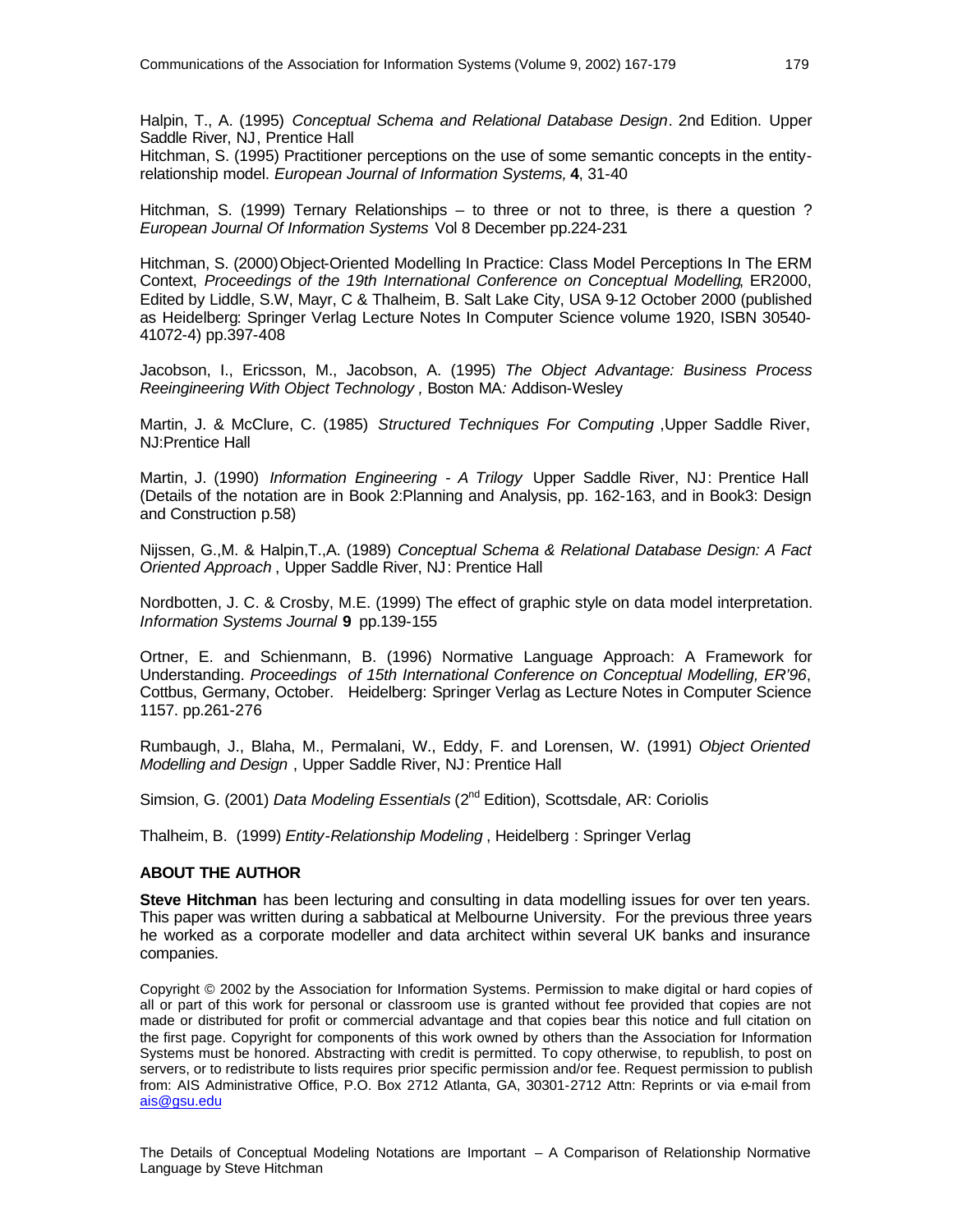Halpin, T., A. (1995) *Conceptual Schema and Relational Database Design*. 2nd Edition. Upper Saddle River, NJ, Prentice Hall

Hitchman, S. (1995) Practitioner perceptions on the use of some semantic concepts in the entity-relationship model. *European Journal of Information Systems,* **4**, 31-40

Hitchman, S. (1999) Ternary Relationships – to three or not to three, is there a question ? *European Journal Of Information Systems* Vol 8 December pp.224-231

Hitchman, S. (2000) Object-Oriented Modelling In Practice: Class Model Perceptions In The ERM Context, *Proceedings of the 19th International Conference on Conceptual Modelling*, ER2000, Edited by Liddle, S.W, Mayr, C & Thalheim, B. Salt Lake City, USA 9-12 October 2000 (published as Heidelberg: Springer Verlag Lecture Notes In Computer Science volume 1920, ISBN 30540-41072-4) pp.397-408

Jacobson, I., Ericsson, M., Jacobson, A. (1995) *The Object Advantage: Business Process Reeingineering With Object Technology ,* Boston MA*:* Addison-Wesley

Martin, J. & McClure, C. (1985) *Structured Techniques For Computing* ,Upper Saddle River, NJ:Prentice Hall

Martin, J. (1990) *Information Engineering - A Trilogy* Upper Saddle River, NJ: Prentice Hall (Details of the notation are in Book 2:Planning and Analysis, pp. 162-163, and in Book3: Design and Construction p.58)

Nijssen, G.,M. & Halpin,T.,A. (1989) *Conceptual Schema & Relational Database Design: A Fact Oriented Approach* , Upper Saddle River, NJ: Prentice Hall

Nordbotten, J. C. & Crosby, M.E. (1999) The effect of graphic style on data model interpretation. *Information Systems Journal* **9** pp.139-155

Ortner, E. and Schienmann, B. (1996) Normative Language Approach: A Framework for Understanding. *Proceedings of 15th International Conference on Conceptual Modelling, ER'96*, Cottbus, Germany, October. Heidelberg: Springer Verlag as Lecture Notes in Computer Science 1157. pp.261-276

Rumbaugh, J., Blaha, M., Permalani, W., Eddy, F. and Lorensen, W. (1991) *Object Oriented Modelling and Design* , Upper Saddle River, NJ: Prentice Hall

Simsion, G. (2001) *Data Modeling Essentials* (2nd Edition), Scottsdale, AR: Coriolis

Thalheim, B. (1999) *Entity-Relationship Modeling* , Heidelberg : Springer Verlag

## ABOUT THE AUTHOR

**Steve Hitchman** has been lecturing and consulting in data modelling issues for over ten years. This paper was written during a sabbatical at Melbourne University. For the previous three years he worked as a corporate modeller and data architect within several UK banks and insurance companies.

Copyright © 2002 by the Association for Information Systems. Permission to make digital or hard copies of all or part of this work for personal or classroom use is granted without fee provided that copies are not made or distributed for profit or commercial advantage and that copies bear this notice and full citation on the first page. Copyright for components of this work owned by others than the Association for Information Systems must be honored. Abstracting with credit is permitted. To copy otherwise, to republish, to post on servers, or to redistribute to lists requires prior specific permission and/or fee. Request permission to publish from: AIS Administrative Office, P.O. Box 2712 Atlanta, GA, 30301-2712 Attn: Reprints or via e-mail from ais@gsu.edu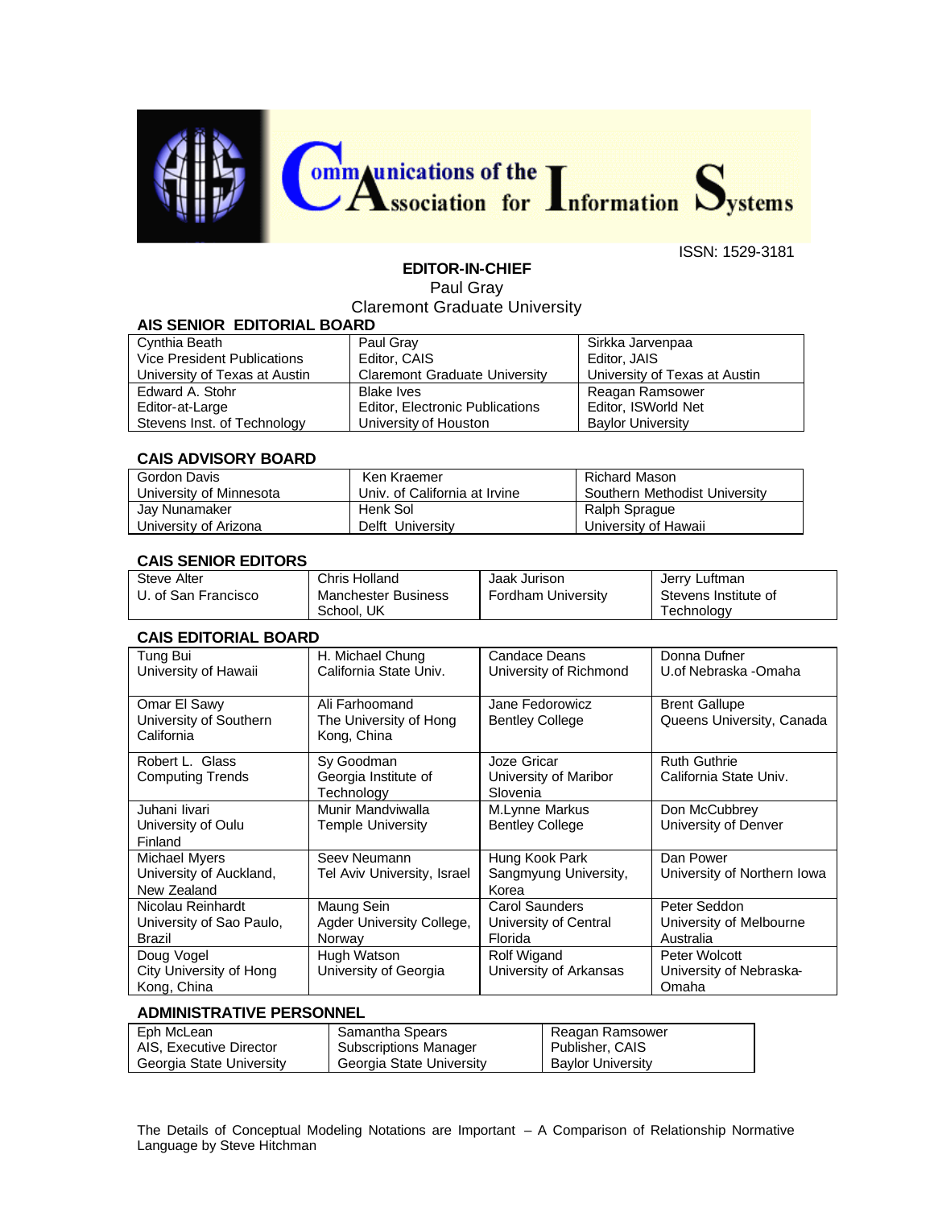# Communications of the Association for Information Systems

ISSN: 1529-3181

**EDITOR-IN-CHIEF**
Paul Gray
Claremont Graduate University

## AIS SENIOR EDITORIAL BOARD

| | | |
|---|---|---|
| Cynthia Beath<br>Vice President Publications<br>University of Texas at Austin | Paul Gray<br>Editor, CAIS<br>Claremont Graduate University | Sirkka Jarvenpaa<br>Editor, JAIS<br>University of Texas at Austin |
| Edward A. Stohr<br>Editor-at-Large<br>Stevens Inst. of Technology | Blake Ives<br>Editor, Electronic Publications<br>University of Houston | Reagan Ramsower<br>Editor, ISWorld Net<br>Baylor University |

## CAIS ADVISORY BOARD

| | | |
|---|---|---|
| Gordon Davis<br>University of Minnesota | Ken Kraemer<br>Univ. of California at Irvine | Richard Mason<br>Southern Methodist University |
| Jay Nunamaker<br>University of Arizona | Henk Sol<br>Delft University | Ralph Sprague<br>University of Hawaii |

## CAIS SENIOR EDITORS

| | | | |
|---|---|---|---|
| Steve Alter<br>U. of San Francisco | Chris Holland<br>Manchester Business School, UK | Jaak Jurison<br>Fordham University | Jerry Luftman<br>Stevens Institute of Technology |

## CAIS EDITORIAL BOARD

| | | | |
|---|---|---|---|
| Tung Bui<br>University of Hawaii | H. Michael Chung<br>California State Univ. | Candace Deans<br>University of Richmond | Donna Dufner<br>U.of Nebraska -Omaha |
| Omar El Sawy<br>University of Southern California | Ali Farhoomand<br>The University of Hong Kong, China | Jane Fedorowicz<br>Bentley College | Brent Gallupe<br>Queens University, Canada |
| Robert L. Glass<br>Computing Trends | Sy Goodman<br>Georgia Institute of Technology | Joze Gricar<br>University of Maribor Slovenia | Ruth Guthrie<br>California State Univ. |
| Juhani Iivari<br>University of Oulu Finland | Munir Mandviwalla<br>Temple University | M.Lynne Markus<br>Bentley College | Don McCubbrey<br>University of Denver |
| Michael Myers<br>University of Auckland, New Zealand | Seev Neumann<br>Tel Aviv University, Israel | Hung Kook Park<br>Sangmyung University, Korea | Dan Power<br>University of Northern Iowa |
| Nicolau Reinhardt<br>University of Sao Paulo, Brazil | Maung Sein<br>Agder University College, Norway | Carol Saunders<br>University of Central Florida | Peter Seddon<br>University of Melbourne Australia |
| Doug Vogel<br>City University of Hong Kong, China | Hugh Watson<br>University of Georgia | Rolf Wigand<br>University of Arkansas | Peter Wolcott<br>University of Nebraska-Omaha |

## ADMINISTRATIVE PERSONNEL

| | | |
|---|---|---|
| Eph McLean<br>AIS, Executive Director<br>Georgia State University | Samantha Spears<br>Subscriptions Manager<br>Georgia State University | Reagan Ramsower<br>Publisher, CAIS<br>Baylor University |